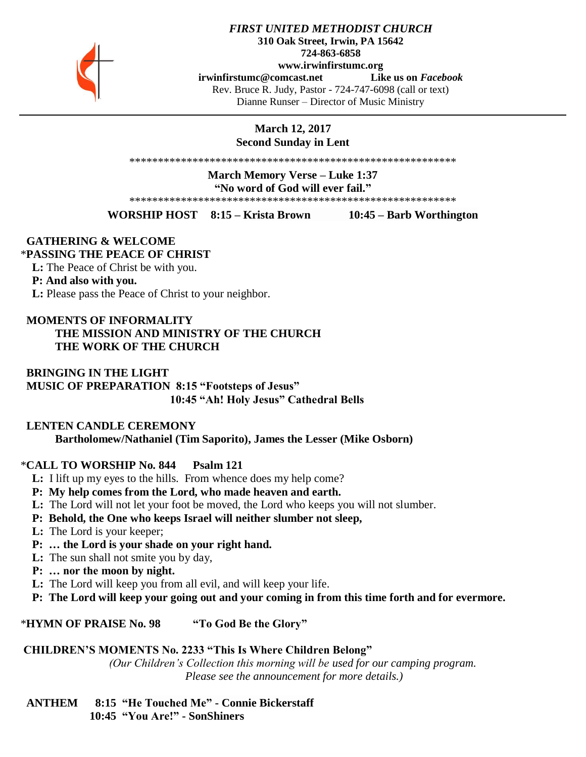***FIRST UNITED METHODIST CHURCH***
**310 Oak Street, Irwin, PA 15642**
**724-863-6858**
**www.irwinfirstumc.org**
**irwinfirstumc@comcast.net** **Like us on *Facebook***
Rev. Bruce R. Judy, Pastor - 724-747-6098 (call or text)
Dianne Runser – Director of Music Ministry

---

**March 12, 2017**
**Second Sunday in Lent**

\*\*\*\*\*\*\*\*\*\*\*\*\*\*\*\*\*\*\*\*\*\*\*\*\*\*\*\*\*\*\*\*\*\*\*\*\*\*\*\*\*\*\*\*\*\*\*\*\*\*\*\*\*\*\*\*\*\*\*\*

**March Memory Verse – Luke 1:37**
**"No word of God will ever fail."**

\*\*\*\*\*\*\*\*\*\*\*\*\*\*\*\*\*\*\*\*\*\*\*\*\*\*\*\*\*\*\*\*\*\*\*\*\*\*\*\*\*\*\*\*\*\*\*\*\*\*\*\*\*\*\*\*\*\*\*\*

**WORSHIP HOST 8:15 – Krista Brown 10:45 – Barb Worthington**

**GATHERING & WELCOME**

\***PASSING THE PEACE OF CHRIST**

**L:** The Peace of Christ be with you.
**P: And also with you.**
**L:** Please pass the Peace of Christ to your neighbor.

**MOMENTS OF INFORMALITY**
**THE MISSION AND MINISTRY OF THE CHURCH**
**THE WORK OF THE CHURCH**

**BRINGING IN THE LIGHT**

**MUSIC OF PREPARATION 8:15 "Footsteps of Jesus"**
**10:45 "Ah! Holy Jesus" Cathedral Bells**

**LENTEN CANDLE CEREMONY**
**Bartholomew/Nathaniel (Tim Saporito), James the Lesser (Mike Osborn)**

\***CALL TO WORSHIP No. 844 Psalm 121**

**L:** I lift up my eyes to the hills. From whence does my help come?
**P: My help comes from the Lord, who made heaven and earth.**
**L:** The Lord will not let your foot be moved, the Lord who keeps you will not slumber.
**P: Behold, the One who keeps Israel will neither slumber not sleep,**
**L:** The Lord is your keeper;
**P: … the Lord is your shade on your right hand.**
**L:** The sun shall not smite you by day,
**P: … nor the moon by night.**
**L:** The Lord will keep you from all evil, and will keep your life.
**P: The Lord will keep your going out and your coming in from this time forth and for evermore.**

\***HYMN OF PRAISE No. 98 "To God Be the Glory"**

**CHILDREN'S MOMENTS No. 2233 "This Is Where Children Belong"**
*(Our Children's Collection this morning will be used for our camping program. Please see the announcement for more details.)*

**ANTHEM 8:15 "He Touched Me" - Connie Bickerstaff**
**10:45 "You Are!" - SonShiners**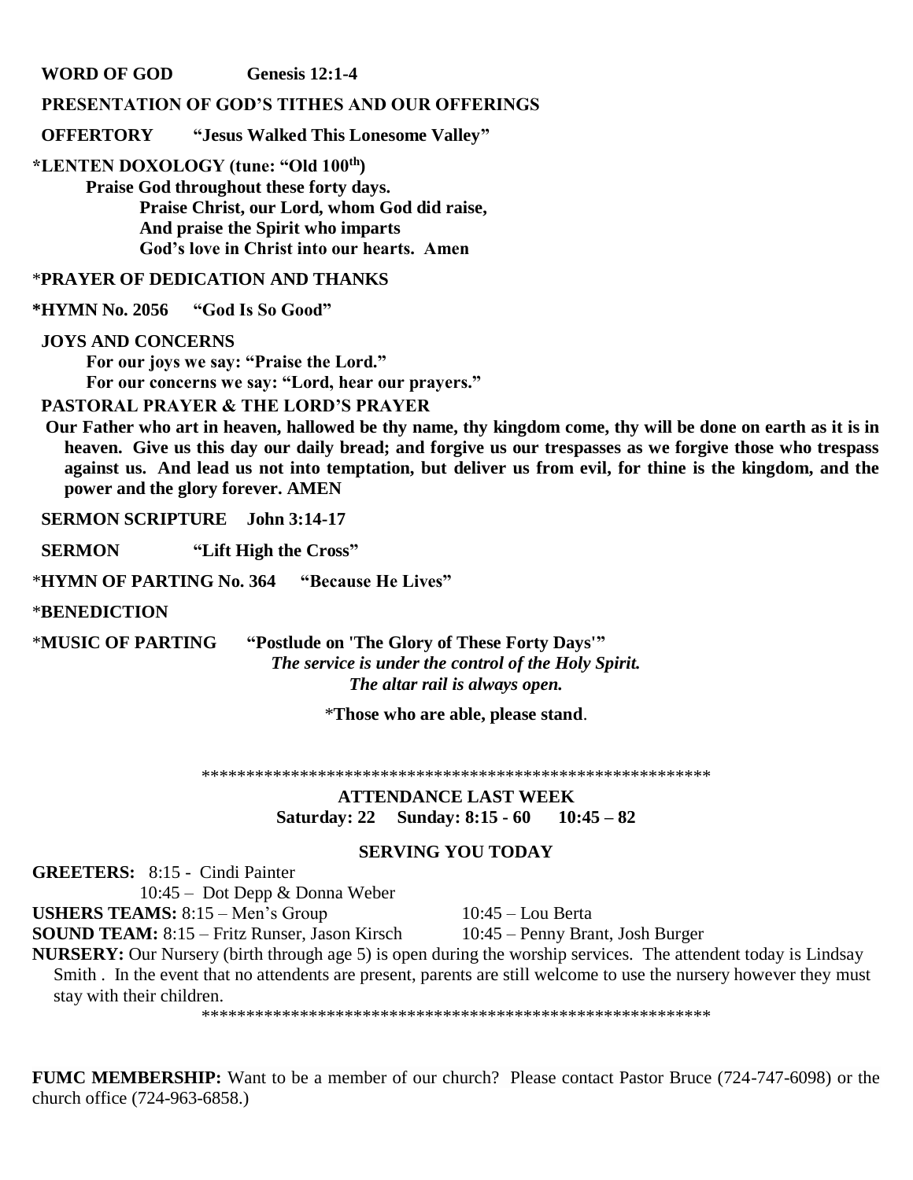**WORD OF GOD** **Genesis 12:1-4**

**PRESENTATION OF GOD'S TITHES AND OUR OFFERINGS**

**OFFERTORY** **"Jesus Walked This Lonesome Valley"**

**\*LENTEN DOXOLOGY (tune: "Old 100th")**

**Praise God throughout these forty days.**
**Praise Christ, our Lord, whom God did raise,**
**And praise the Spirit who imparts**
**God's love in Christ into our hearts. Amen**

\***PRAYER OF DEDICATION AND THANKS**

**\*HYMN No. 2056** **"God Is So Good"**

**JOYS AND CONCERNS**

**For our joys we say: "Praise the Lord."**
**For our concerns we say: "Lord, hear our prayers."**

**PASTORAL PRAYER & THE LORD'S PRAYER**

**Our Father who art in heaven, hallowed be thy name, thy kingdom come, thy will be done on earth as it is in heaven. Give us this day our daily bread; and forgive us our trespasses as we forgive those who trespass against us. And lead us not into temptation, but deliver us from evil, for thine is the kingdom, and the power and the glory forever. AMEN**

**SERMON SCRIPTURE** **John 3:14-17**

**SERMON** **"Lift High the Cross"**

\***HYMN OF PARTING No. 364** **"Because He Lives"**

\***BENEDICTION**

\***MUSIC OF PARTING** **"Postlude on 'The Glory of These Forty Days'"**

***The service is under the control of the Holy Spirit.***
***The altar rail is always open.***

\***Those who are able, please stand**.

\*\*\*\*\*\*\*\*\*\*\*\*\*\*\*\*\*\*\*\*\*\*\*\*\*\*\*\*\*\*\*\*\*\*\*\*\*\*\*\*\*\*\*\*\*\*\*\*\*\*\*\*\*\*\*\*\*\*

**ATTENDANCE LAST WEEK**
**Saturday: 22** **Sunday: 8:15 - 60** **10:45 – 82**

**SERVING YOU TODAY**

**GREETERS:** 8:15 - Cindi Painter
10:45 – Dot Depp & Donna Weber

**USHERS TEAMS:** 8:15 – Men's Group 10:45 – Lou Berta

**SOUND TEAM:** 8:15 – Fritz Runser, Jason Kirsch 10:45 – Penny Brant, Josh Burger

**NURSERY:** Our Nursery (birth through age 5) is open during the worship services. The attendent today is Lindsay Smith . In the event that no attendents are present, parents are still welcome to use the nursery however they must stay with their children.

\*\*\*\*\*\*\*\*\*\*\*\*\*\*\*\*\*\*\*\*\*\*\*\*\*\*\*\*\*\*\*\*\*\*\*\*\*\*\*\*\*\*\*\*\*\*\*\*\*\*\*\*\*\*\*\*\*\*

**FUMC MEMBERSHIP:** Want to be a member of our church? Please contact Pastor Bruce (724-747-6098) or the church office (724-963-6858.)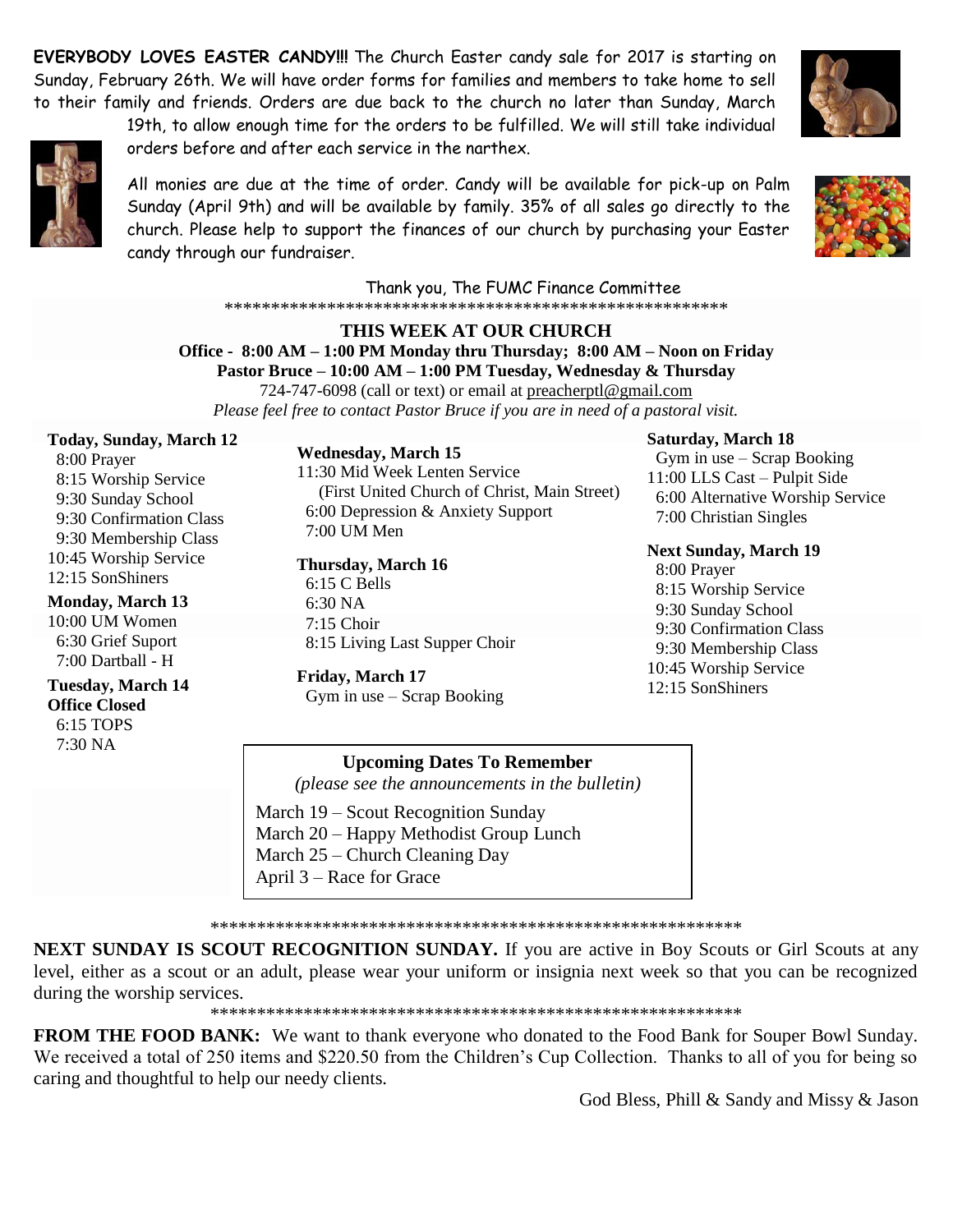**EVERYBODY LOVES EASTER CANDY!!!** The Church Easter candy sale for 2017 is starting on Sunday, February 26th. We will have order forms for families and members to take home to sell to their family and friends. Orders are due back to the church no later than Sunday, March 19th, to allow enough time for the orders to be fulfilled. We will still take individual orders before and after each service in the narthex.

All monies are due at the time of order. Candy will be available for pick-up on Palm Sunday (April 9th) and will be available by family. 35% of all sales go directly to the church. Please help to support the finances of our church by purchasing your Easter candy through our fundraiser.

Thank you, The FUMC Finance Committee

\*\*\*\*\*\*\*\*\*\*\*\*\*\*\*\*\*\*\*\*\*\*\*\*\*\*\*\*\*\*\*\*\*\*\*\*\*\*\*\*\*\*\*\*\*\*\*\*\*\*\*\*\*\*\*\*

## THIS WEEK AT OUR CHURCH

**Office - 8:00 AM – 1:00 PM Monday thru Thursday; 8:00 AM – Noon on Friday**
**Pastor Bruce – 10:00 AM – 1:00 PM Tuesday, Wednesday & Thursday**
724-747-6098 (call or text) or email at preacherptl@gmail.com
*Please feel free to contact Pastor Bruce if you are in need of a pastoral visit.*

**Today, Sunday, March 12**
8:00 Prayer
8:15 Worship Service
9:30 Sunday School
9:30 Confirmation Class
9:30 Membership Class
10:45 Worship Service
12:15 SonShiners

**Monday, March 13**
10:00 UM Women
6:30 Grief Suport
7:00 Dartball - H

**Tuesday, March 14**
**Office Closed**
6:15 TOPS
7:30 NA

**Wednesday, March 15**
11:30 Mid Week Lenten Service
(First United Church of Christ, Main Street)
6:00 Depression & Anxiety Support
7:00 UM Men

**Thursday, March 16**
6:15 C Bells
6:30 NA
7:15 Choir
8:15 Living Last Supper Choir

**Friday, March 17**
Gym in use – Scrap Booking

**Saturday, March 18**
Gym in use – Scrap Booking
11:00 LLS Cast – Pulpit Side
6:00 Alternative Worship Service
7:00 Christian Singles

**Next Sunday, March 19**
8:00 Prayer
8:15 Worship Service
9:30 Sunday School
9:30 Confirmation Class
9:30 Membership Class
10:45 Worship Service
12:15 SonShiners

**Upcoming Dates To Remember**
*(please see the announcements in the bulletin)*

March 19 – Scout Recognition Sunday
March 20 – Happy Methodist Group Lunch
March 25 – Church Cleaning Day
April 3 – Race for Grace

\*\*\*\*\*\*\*\*\*\*\*\*\*\*\*\*\*\*\*\*\*\*\*\*\*\*\*\*\*\*\*\*\*\*\*\*\*\*\*\*\*\*\*\*\*\*\*\*\*\*\*\*\*\*\*\*\*\*\*\*

**NEXT SUNDAY IS SCOUT RECOGNITION SUNDAY.** If you are active in Boy Scouts or Girl Scouts at any level, either as a scout or an adult, please wear your uniform or insignia next week so that you can be recognized during the worship services.

\*\*\*\*\*\*\*\*\*\*\*\*\*\*\*\*\*\*\*\*\*\*\*\*\*\*\*\*\*\*\*\*\*\*\*\*\*\*\*\*\*\*\*\*\*\*\*\*\*\*\*\*\*\*\*\*\*\*\*\*

**FROM THE FOOD BANK:** We want to thank everyone who donated to the Food Bank for Souper Bowl Sunday. We received a total of 250 items and $220.50 from the Children's Cup Collection. Thanks to all of you for being so caring and thoughtful to help our needy clients.

God Bless, Phill & Sandy and Missy & Jason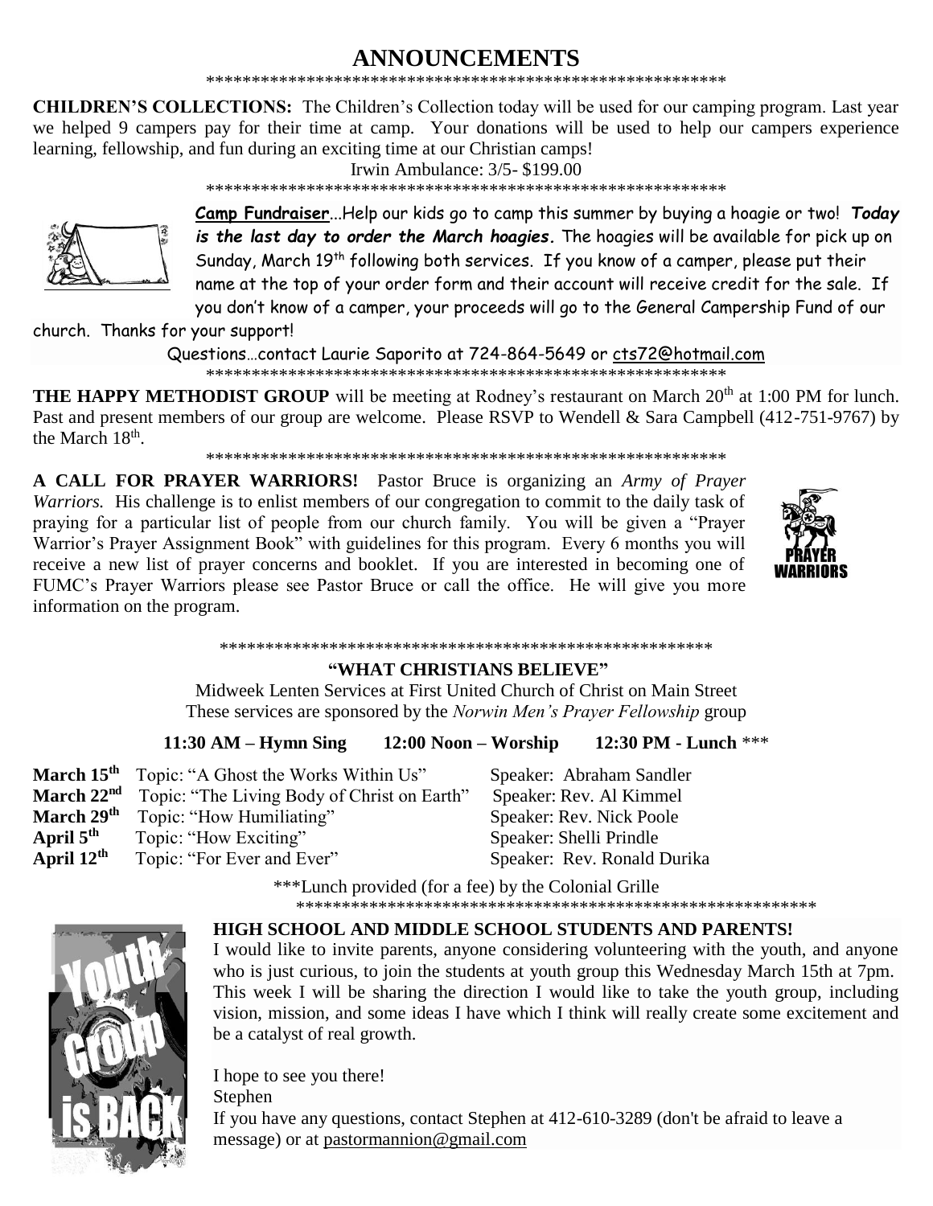# ANNOUNCEMENTS

**CHILDREN'S COLLECTIONS:** The Children's Collection today will be used for our camping program. Last year we helped 9 campers pay for their time at camp. Your donations will be used to help our campers experience learning, fellowship, and fun during an exciting time at our Christian camps!

Irwin Ambulance: 3/5- $199.00

**Camp Fundraiser**...Help our kids go to camp this summer by buying a hoagie or two! ***Today is the last day to order the March hoagies.*** The hoagies will be available for pick up on Sunday, March 19th following both services. If you know of a camper, please put their name at the top of your order form and their account will receive credit for the sale. If you don't know of a camper, your proceeds will go to the General Campership Fund of our church. Thanks for your support!

Questions...contact Laurie Saporito at 724-864-5649 or cts72@hotmail.com

**THE HAPPY METHODIST GROUP** will be meeting at Rodney's restaurant on March 20th at 1:00 PM for lunch. Past and present members of our group are welcome. Please RSVP to Wendell & Sara Campbell (412-751-9767) by the March 18th.

**A CALL FOR PRAYER WARRIORS!** Pastor Bruce is organizing an *Army of Prayer Warriors.* His challenge is to enlist members of our congregation to commit to the daily task of praying for a particular list of people from our church family. You will be given a "Prayer Warrior's Prayer Assignment Book" with guidelines for this program. Every 6 months you will receive a new list of prayer concerns and booklet. If you are interested in becoming one of FUMC's Prayer Warriors please see Pastor Bruce or call the office. He will give you more information on the program.

## "WHAT CHRISTIANS BELIEVE"

Midweek Lenten Services at First United Church of Christ on Main Street

These services are sponsored by the *Norwin Men's Prayer Fellowship* group

**11:30 AM – Hymn Sing 12:00 Noon – Worship 12:30 PM - Lunch** ***

| Date | Topic | Speaker |
|---|---|---|
| **March 15th** | Topic: "A Ghost the Works Within Us" | Speaker: Abraham Sandler |
| **March 22nd** | Topic: "The Living Body of Christ on Earth" | Speaker: Rev. Al Kimmel |
| **March 29th** | Topic: "How Humiliating" | Speaker: Rev. Nick Poole |
| **April 5th** | Topic: "How Exciting" | Speaker: Shelli Prindle |
| **April 12th** | Topic: "For Ever and Ever" | Speaker: Rev. Ronald Durika |

***Lunch provided (for a fee) by the Colonial Grille

**HIGH SCHOOL AND MIDDLE SCHOOL STUDENTS AND PARENTS!**

I would like to invite parents, anyone considering volunteering with the youth, and anyone who is just curious, to join the students at youth group this Wednesday March 15th at 7pm. This week I will be sharing the direction I would like to take the youth group, including vision, mission, and some ideas I have which I think will really create some excitement and be a catalyst of real growth.

I hope to see you there!

Stephen

If you have any questions, contact Stephen at 412-610-3289 (don't be afraid to leave a message) or at pastormannion@gmail.com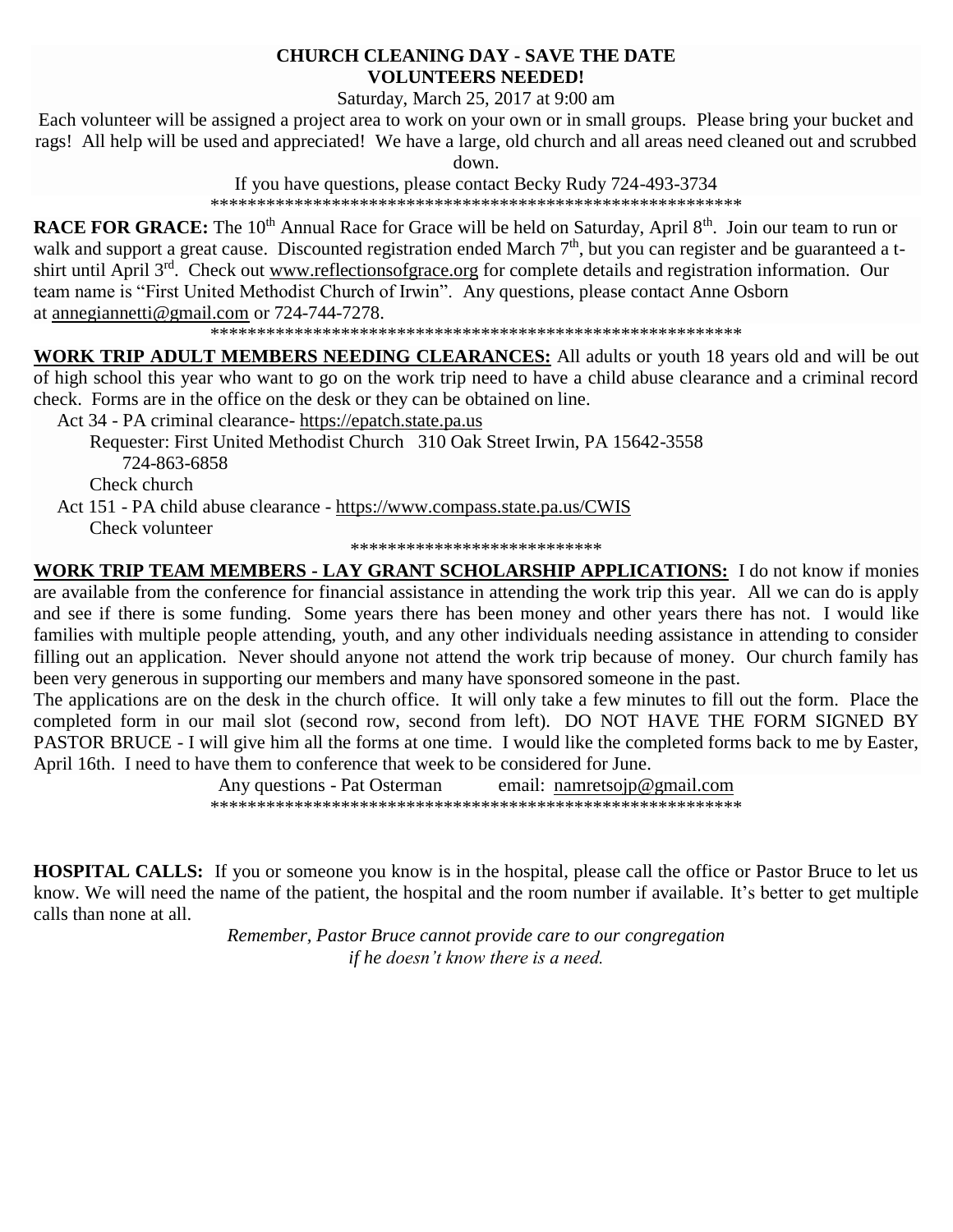**CHURCH CLEANING DAY - SAVE THE DATE**
**VOLUNTEERS NEEDED!**

Saturday, March 25, 2017 at 9:00 am

Each volunteer will be assigned a project area to work on your own or in small groups. Please bring your bucket and rags! All help will be used and appreciated! We have a large, old church and all areas need cleaned out and scrubbed down.

If you have questions, please contact Becky Rudy 724-493-3734

**********************************************************

**RACE FOR GRACE:** The 10th Annual Race for Grace will be held on Saturday, April 8th. Join our team to run or walk and support a great cause. Discounted registration ended March 7th, but you can register and be guaranteed a t-shirt until April 3rd. Check out www.reflectionsofgrace.org for complete details and registration information. Our team name is "First United Methodist Church of Irwin". Any questions, please contact Anne Osborn at annegiannetti@gmail.com or 724-744-7278.

**********************************************************

**WORK TRIP ADULT MEMBERS NEEDING CLEARANCES:** All adults or youth 18 years old and will be out of high school this year who want to go on the work trip need to have a child abuse clearance and a criminal record check. Forms are in the office on the desk or they can be obtained on line.

Act 34 - PA criminal clearance- https://epatch.state.pa.us

Requester: First United Methodist Church 310 Oak Street Irwin, PA 15642-3558
724-863-6858

Check church

Act 151 - PA child abuse clearance - https://www.compass.state.pa.us/CWIS

Check volunteer

***************************

**WORK TRIP TEAM MEMBERS - LAY GRANT SCHOLARSHIP APPLICATIONS:** I do not know if monies are available from the conference for financial assistance in attending the work trip this year. All we can do is apply and see if there is some funding. Some years there has been money and other years there has not. I would like families with multiple people attending, youth, and any other individuals needing assistance in attending to consider filling out an application. Never should anyone not attend the work trip because of money. Our church family has been very generous in supporting our members and many have sponsored someone in the past.

The applications are on the desk in the church office. It will only take a few minutes to fill out the form. Place the completed form in our mail slot (second row, second from left). DO NOT HAVE THE FORM SIGNED BY PASTOR BRUCE - I will give him all the forms at one time. I would like the completed forms back to me by Easter, April 16th. I need to have them to conference that week to be considered for June.

Any questions - Pat Osterman email: namretsojp@gmail.com

**********************************************************

**HOSPITAL CALLS:** If you or someone you know is in the hospital, please call the office or Pastor Bruce to let us know. We will need the name of the patient, the hospital and the room number if available. It's better to get multiple calls than none at all.

*Remember, Pastor Bruce cannot provide care to our congregation if he doesn't know there is a need.*